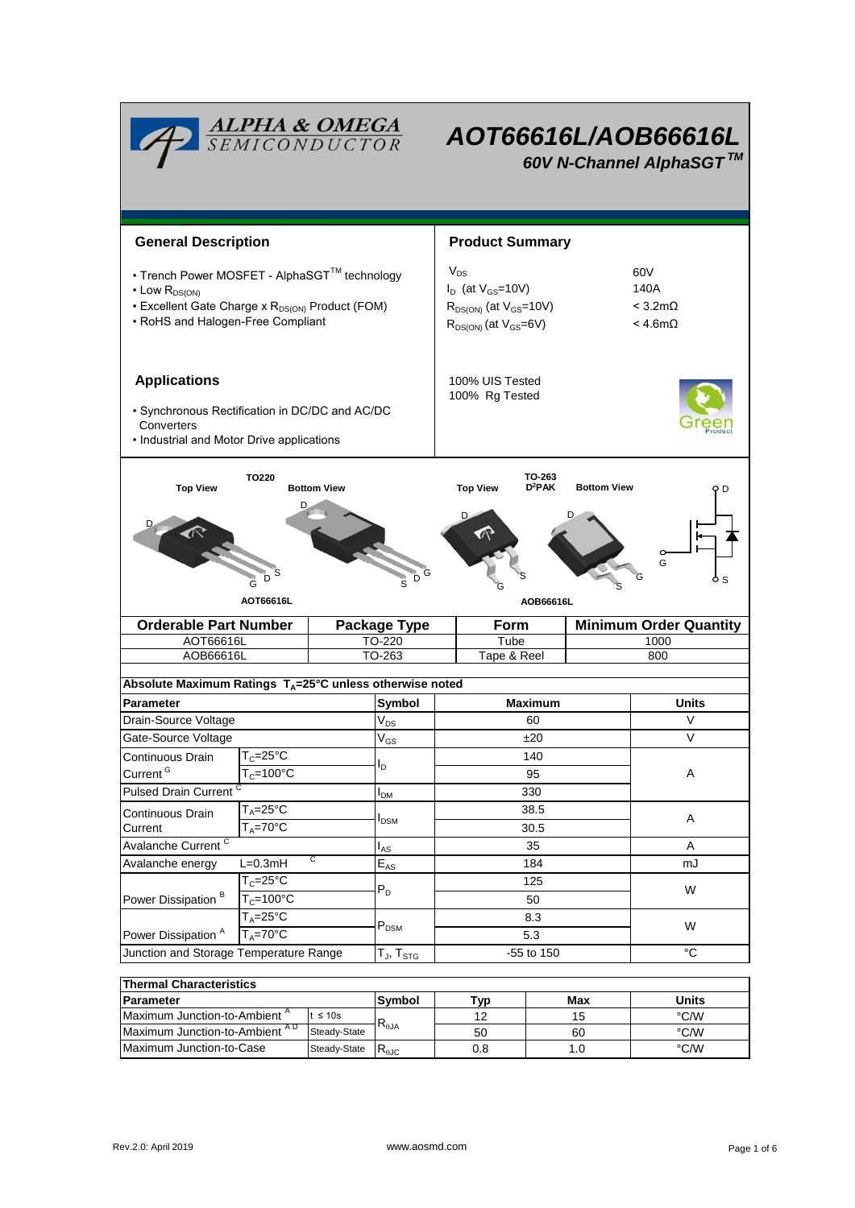# AOT66616L/AOB66616L

*60V N-Channel AlphaSGT™*

## General Description

- Trench Power MOSFET - AlphaSGT™ technology
- Low $R_{DS(ON)}$
- Excellent Gate Charge x $R_{DS(ON)}$ Product (FOM)
- RoHS and Halogen-Free Compliant

## Product Summary

| | |
|---|---|
| $V_{DS}$ | 60V |
| $I_D$ (at $V_{GS}$=10V) | 140A |
| $R_{DS(ON)}$ (at $V_{GS}$=10V) | < 3.2mΩ |
| $R_{DS(ON)}$ (at $V_{GS}$=6V) | < 4.6mΩ |

100% UIS Tested
100% Rg Tested

## Applications

- Synchronous Rectification in DC/DC and AC/DC Converters
- Industrial and Motor Drive applications

TO220 — Top View / Bottom View — AOT66616L

TO-263 $D^2PAK$ — Top View / Bottom View — AOB66616L

| Orderable Part Number | Package Type | Form | Minimum Order Quantity |
|---|---|---|---|
| AOT66616L | TO-220 | Tube | 1000 |
| AOB66616L | TO-263 | Tape & Reel | 800 |

### Absolute Maximum Ratings $T_A$=25°C unless otherwise noted

| Parameter | | Symbol | Maximum | Units |
|---|---|---|---|---|
| Drain-Source Voltage | | $V_{DS}$ | 60 | V |
| Gate-Source Voltage | | $V_{GS}$ | ±20 | V |
| Continuous Drain Current [G] | $T_C$=25°C | $I_D$ | 140 | A |
| | $T_C$=100°C | | 95 | |
| Pulsed Drain Current [C] | | $I_{DM}$ | 330 | |
| Continuous Drain Current | $T_A$=25°C | $I_{DSM}$ | 38.5 | A |
| | $T_A$=70°C | | 30.5 | |
| Avalanche Current [C] | | $I_{AS}$ | 35 | A |
| Avalanche energy | L=0.3mH [C] | $E_{AS}$ | 184 | mJ |
| Power Dissipation [B] | $T_C$=25°C | $P_D$ | 125 | W |
| | $T_C$=100°C | | 50 | |
| Power Dissipation [A] | $T_A$=25°C | $P_{DSM}$ | 8.3 | W |
| | $T_A$=70°C | | 5.3 | |
| Junction and Storage Temperature Range | | $T_J$, $T_{STG}$ | -55 to 150 | °C |

### Thermal Characteristics

| Parameter | | Symbol | Typ | Max | Units |
|---|---|---|---|---|---|
| Maximum Junction-to-Ambient [A] | t ≤ 10s | $R_{\theta JA}$ | 12 | 15 | °C/W |
| Maximum Junction-to-Ambient [A D] | Steady-State | | 50 | 60 | °C/W |
| Maximum Junction-to-Case | Steady-State | $R_{\theta JC}$ | 0.8 | 1.0 | °C/W |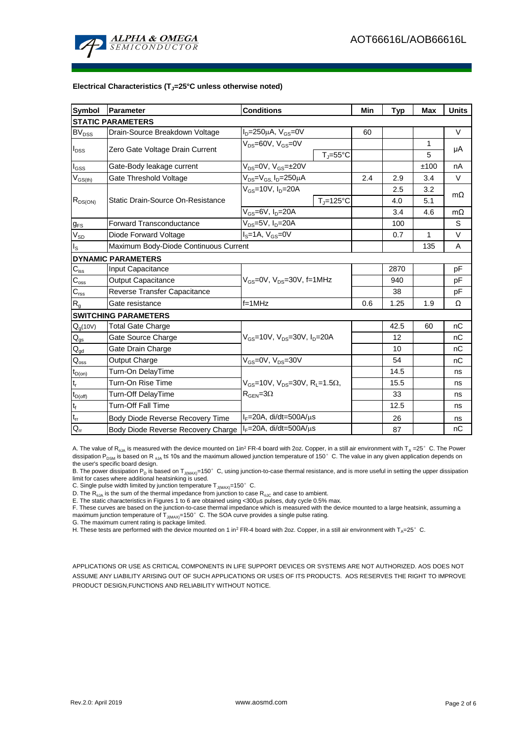**Electrical Characteristics ($T_J$=25°C unless otherwise noted)**

| Symbol | Parameter | Conditions | | Min | Typ | Max | Units |
|---|---|---|---|---|---|---|---|
| **STATIC PARAMETERS** | | | | | | | |
| $BV_{DSS}$ | Drain-Source Breakdown Voltage | $I_D$=250µA, $V_{GS}$=0V | | 60 | | | V |
| $I_{DSS}$ | Zero Gate Voltage Drain Current | $V_{DS}$=60V, $V_{GS}$=0V | | | | 1 | µA |
| | | | $T_J$=55°C | | | 5 | |
| $I_{GSS}$ | Gate-Body leakage current | $V_{DS}$=0V, $V_{GS}$=±20V | | | | ±100 | nA |
| $V_{GS(th)}$ | Gate Threshold Voltage | $V_{DS}$=$V_{GS}$, $I_D$=250µA | | 2.4 | 2.9 | 3.4 | V |
| $R_{DS(ON)}$ | Static Drain-Source On-Resistance | $V_{GS}$=10V, $I_D$=20A | | | 2.5 | 3.2 | mΩ |
| | | | $T_J$=125°C | | 4.0 | 5.1 | |
| | | $V_{GS}$=6V, $I_D$=20A | | | 3.4 | 4.6 | mΩ |
| $g_{FS}$ | Forward Transconductance | $V_{DS}$=5V, $I_D$=20A | | | 100 | | S |
| $V_{SD}$ | Diode Forward Voltage | $I_S$=1A, $V_{GS}$=0V | | | 0.7 | 1 | V |
| $I_S$ | Maximum Body-Diode Continuous Current | | | | | 135 | A |
| **DYNAMIC PARAMETERS** | | | | | | | |
| $C_{iss}$ | Input Capacitance | $V_{GS}$=0V, $V_{DS}$=30V, f=1MHz | | | 2870 | | pF |
| $C_{oss}$ | Output Capacitance | | | | 940 | | pF |
| $C_{rss}$ | Reverse Transfer Capacitance | | | | 38 | | pF |
| $R_g$ | Gate resistance | f=1MHz | | 0.6 | 1.25 | 1.9 | Ω |
| **SWITCHING PARAMETERS** | | | | | | | |
| $Q_g$(10V) | Total Gate Charge | $V_{GS}$=10V, $V_{DS}$=30V, $I_D$=20A | | | 42.5 | 60 | nC |
| $Q_{gs}$ | Gate Source Charge | | | | 12 | | nC |
| $Q_{gd}$ | Gate Drain Charge | | | | 10 | | nC |
| $Q_{oss}$ | Output Charge | $V_{GS}$=0V, $V_{DS}$=30V | | | 54 | | nC |
| $t_{D(on)}$ | Turn-On DelayTime | $V_{GS}$=10V, $V_{DS}$=30V, $R_L$=1.5Ω, $R_{GEN}$=3Ω | | | 14.5 | | ns |
| $t_r$ | Turn-On Rise Time | | | | 15.5 | | ns |
| $t_{D(off)}$ | Turn-Off DelayTime | | | | 33 | | ns |
| $t_f$ | Turn-Off Fall Time | | | | 12.5 | | ns |
| $t_{rr}$ | Body Diode Reverse Recovery Time | $I_F$=20A, di/dt=500A/µs | | | 26 | | ns |
| $Q_{rr}$ | Body Diode Reverse Recovery Charge | $I_F$=20A, di/dt=500A/µs | | | 87 | | nC |

A. The value of $R_{\theta JA}$ is measured with the device mounted on 1in² FR-4 board with 2oz. Copper, in a still air environment with $T_A$ =25° C. The Power dissipation $P_{DSM}$ is based on $R_{\theta JA}$ t≤ 10s and the maximum allowed junction temperature of 150° C. The value in any given application depends on the user's specific board design.

B. The power dissipation $P_D$ is based on $T_{J(MAX)}$=150° C, using junction-to-case thermal resistance, and is more useful in setting the upper dissipation limit for cases where additional heatsinking is used.

C. Single pulse width limited by junction temperature $T_{J(MAX)}$=150° C.

D. The $R_{\theta JA}$ is the sum of the thermal impedance from junction to case $R_{\theta JC}$ and case to ambient.

E. The static characteristics in Figures 1 to 6 are obtained using <300µs pulses, duty cycle 0.5% max.

F. These curves are based on the junction-to-case thermal impedance which is measured with the device mounted to a large heatsink, assuming a maximum junction temperature of $T_{J(MAX)}$=150° C. The SOA curve provides a single pulse rating.

G. The maximum current rating is package limited.

H. These tests are performed with the device mounted on 1 in² FR-4 board with 2oz. Copper, in a still air environment with $T_A$=25° C.

APPLICATIONS OR USE AS CRITICAL COMPONENTS IN LIFE SUPPORT DEVICES OR SYSTEMS ARE NOT AUTHORIZED. AOS DOES NOT ASSUME ANY LIABILITY ARISING OUT OF SUCH APPLICATIONS OR USES OF ITS PRODUCTS. AOS RESERVES THE RIGHT TO IMPROVE PRODUCT DESIGN,FUNCTIONS AND RELIABILITY WITHOUT NOTICE.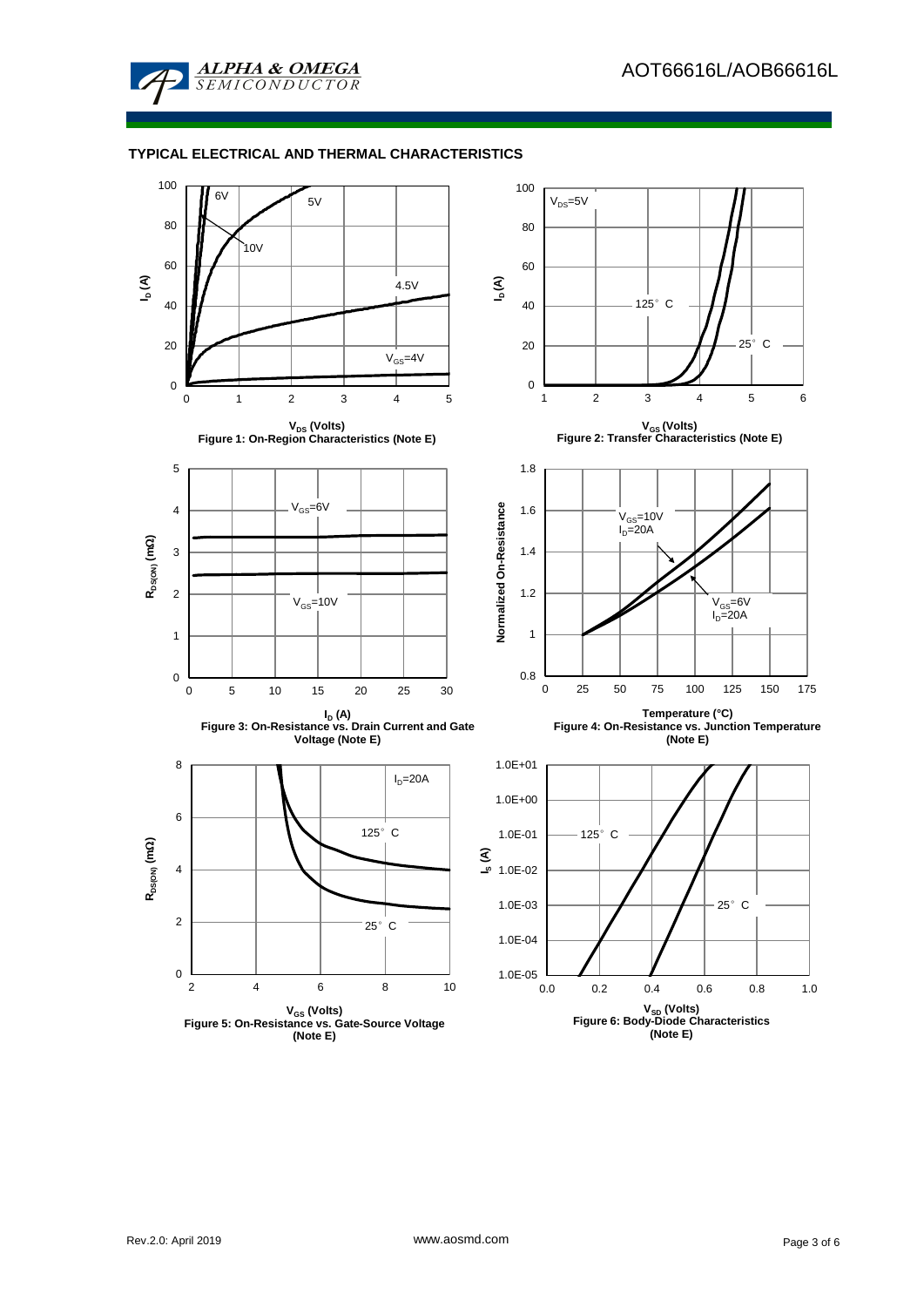## TYPICAL ELECTRICAL AND THERMAL CHARACTERISTICS

Figure 1: On-Region Characteristics (Note E)

Figure 2: Transfer Characteristics (Note E)

Figure 3: On-Resistance vs. Drain Current and Gate Voltage (Note E)

Figure 4: On-Resistance vs. Junction Temperature (Note E)

Figure 5: On-Resistance vs. Gate-Source Voltage (Note E)

Figure 6: Body-Diode Characteristics (Note E)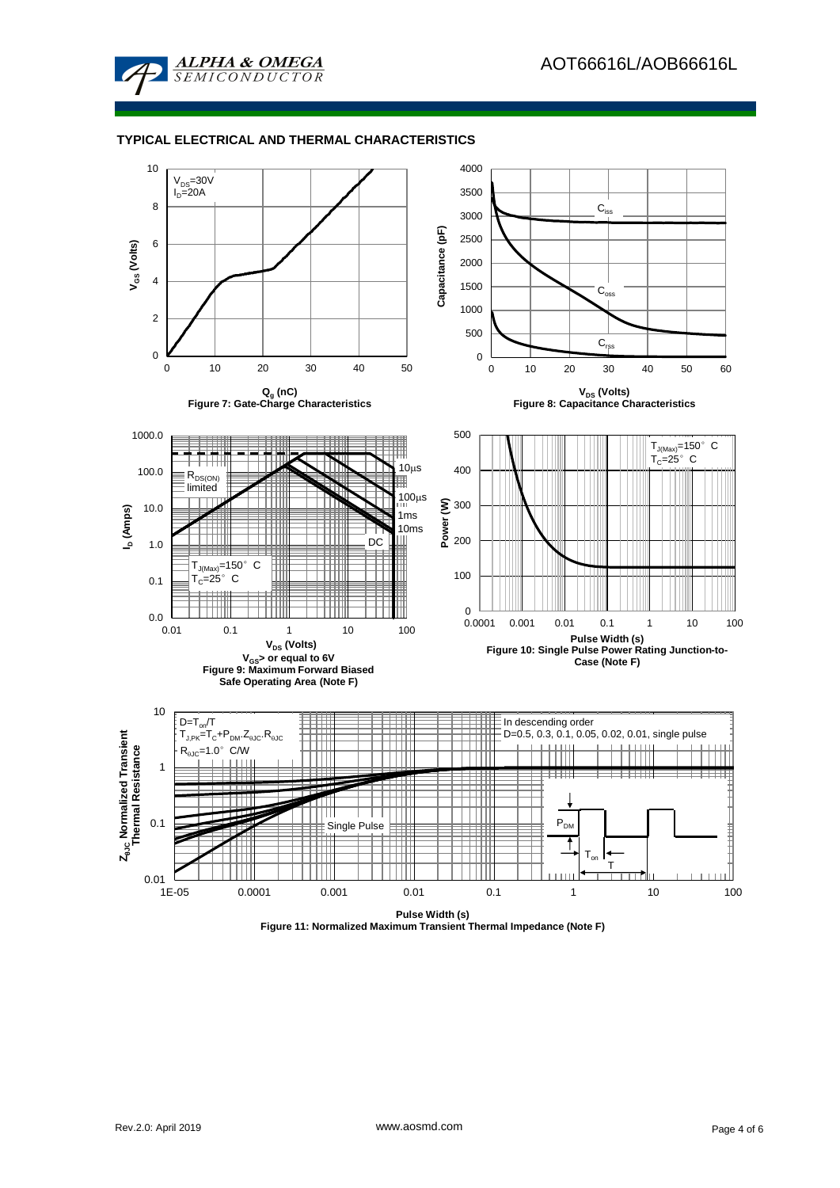## TYPICAL ELECTRICAL AND THERMAL CHARACTERISTICS

$V_{DS}$=30V
$I_D$=20A

$V_{GS}$ (Volts)

$Q_g$ (nC)

Figure 7: Gate-Charge Characteristics

$C_{iss}$

$C_{oss}$

$C_{rss}$

Capacitance (pF)

$V_{DS}$ (Volts)

Figure 8: Capacitance Characteristics

$R_{DS(ON)}$ limited

10µs

100µs

1ms

10ms

DC

$T_{J(Max)}$=150° C
$T_C$=25° C

$I_D$ (Amps)

$V_{DS}$ (Volts)

$V_{GS}$> or equal to 6V

Figure 9: Maximum Forward Biased Safe Operating Area (Note F)

$T_{J(Max)}$=150° C
$T_C$=25° C

Power (W)

Pulse Width (s)

Figure 10: Single Pulse Power Rating Junction-to-Case (Note F)

D=$T_{on}$/T
$T_{J,PK}$=$T_C$+$P_{DM}$.$Z_{\theta JC}$.$R_{\theta JC}$
$R_{\theta JC}$=1.0° C/W

In descending order
D=0.5, 0.3, 0.1, 0.05, 0.02, 0.01, single pulse

Single Pulse

$P_{DM}$

$T_{on}$

T

$Z_{\theta JC}$ Normalized Transient Thermal Resistance

Pulse Width (s)

Figure 11: Normalized Maximum Transient Thermal Impedance (Note F)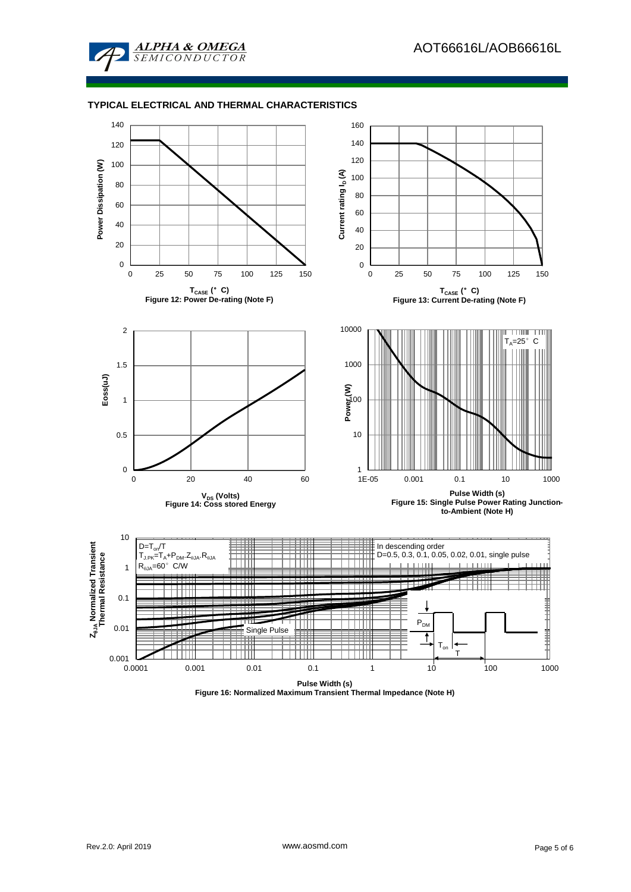## TYPICAL ELECTRICAL AND THERMAL CHARACTERISTICS

Power Dissipation (W) vs. $T_{CASE}$ (°C)

**Figure 12: Power De-rating (Note F)**

Current rating $I_D$ (A) vs. $T_{CASE}$ (°C)

**Figure 13: Current De-rating (Note F)**

Eoss(uJ) vs. $V_{DS}$ (Volts)

**Figure 14: Coss stored Energy**

Power (W) vs. Pulse Width (s), $T_A$=25°C

**Figure 15: Single Pulse Power Rating Junction-to-Ambient (Note H)**

$Z_{\theta JA}$ Normalized Transient Thermal Resistance vs. Pulse Width (s)

$D=T_{on}/T$

$T_{J,PK}=T_A+P_{DM}.Z_{\theta JA}.R_{\theta JA}$

$R_{\theta JA}$=60°C/W

In descending order
D=0.5, 0.3, 0.1, 0.05, 0.02, 0.01, single pulse

Single Pulse

$P_{DM}$, $T_{on}$, T

**Figure 16: Normalized Maximum Transient Thermal Impedance (Note H)**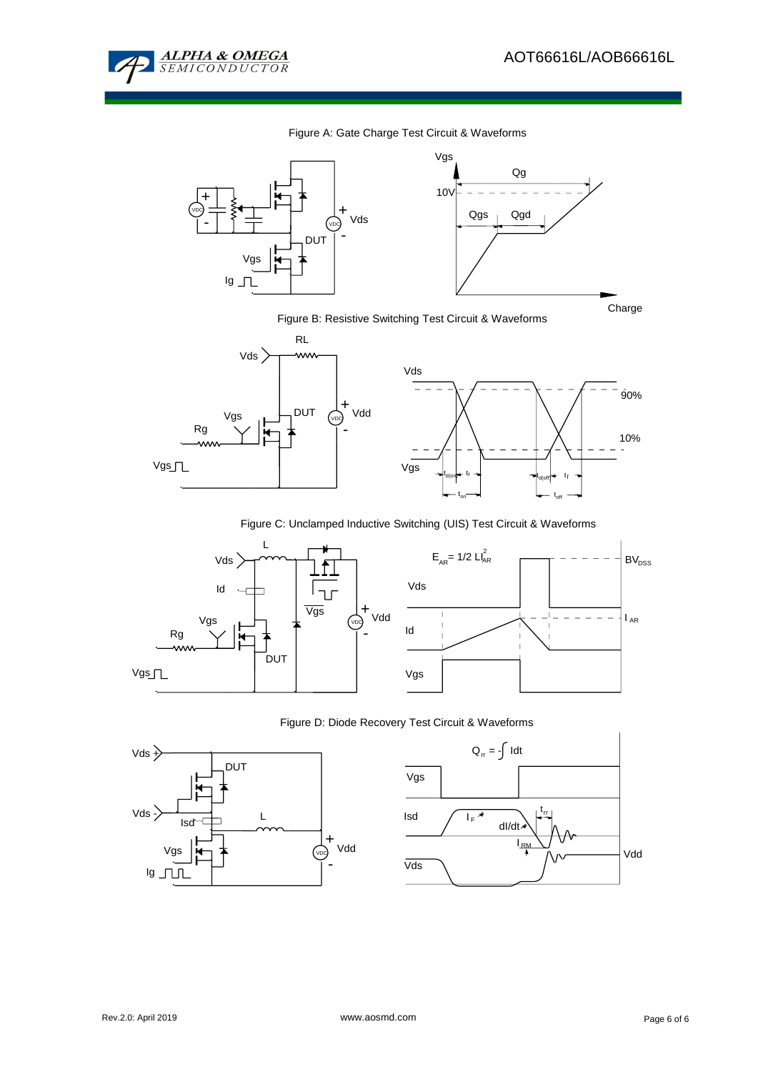Figure A: Gate Charge Test Circuit & Waveforms

VDC
\+
\-
DUT
Vgs
Ig
\+
VDC
Vds
\-

Vgs
Qg
10V
Qgs
Qgd
Charge

Figure B: Resistive Switching Test Circuit & Waveforms

RL
Vds
DUT
Vgs
Rg
Vgs
\+
VDC
Vdd
\-

Vds
90%
10%
Vgs
$t_{d(on)}$ $t_r$
$t_{on}$
$t_{d(off)}$ $t_f$
$t_{off}$

Figure C: Unclamped Inductive Switching (UIS) Test Circuit & Waveforms

L
Vds
Id
Vgs
Rg
Vgs
DUT
Vgs
\+
VDC
Vdd
\-

$E_{AR} = 1/2\ LI_{AR}^2$
$BV_{DSS}$
Vds
Id
$I_{AR}$
Vgs

Figure D: Diode Recovery Test Circuit & Waveforms

Vds +
DUT
Vds -
Isd
L
Vgs
Ig
\+
VDC
Vdd
\-

$Q_{rr} = -\int Idt$
Vgs
Isd
$I_F$
dI/dt
$t_{rr}$
$I_{RM}$
Vds
Vdd